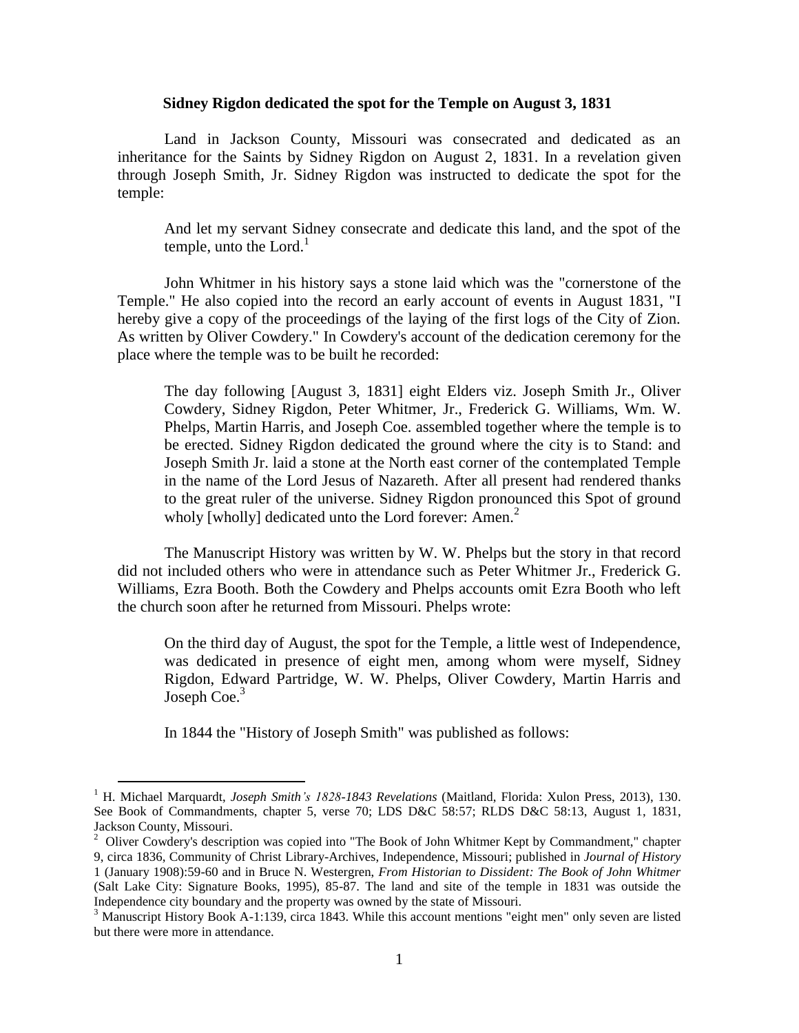**Sidney Rigdon dedicated the spot for the Temple on August 3, 1831**

Land in Jackson County, Missouri was consecrated and dedicated as an inheritance for the Saints by Sidney Rigdon on August 2, 1831. In a revelation given through Joseph Smith, Jr. Sidney Rigdon was instructed to dedicate the spot for the temple:

> And let my servant Sidney consecrate and dedicate this land, and the spot of the temple, unto the Lord.[1]

John Whitmer in his history says a stone laid which was the "cornerstone of the Temple." He also copied into the record an early account of events in August 1831, "I hereby give a copy of the proceedings of the laying of the first logs of the City of Zion. As written by Oliver Cowdery." In Cowdery's account of the dedication ceremony for the place where the temple was to be built he recorded:

> The day following [August 3, 1831] eight Elders viz. Joseph Smith Jr., Oliver Cowdery, Sidney Rigdon, Peter Whitmer, Jr., Frederick G. Williams, Wm. W. Phelps, Martin Harris, and Joseph Coe. assembled together where the temple is to be erected. Sidney Rigdon dedicated the ground where the city is to Stand: and Joseph Smith Jr. laid a stone at the North east corner of the contemplated Temple in the name of the Lord Jesus of Nazareth. After all present had rendered thanks to the great ruler of the universe. Sidney Rigdon pronounced this Spot of ground wholy [wholly] dedicated unto the Lord forever: Amen.[2]

The Manuscript History was written by W. W. Phelps but the story in that record did not included others who were in attendance such as Peter Whitmer Jr., Frederick G. Williams, Ezra Booth. Both the Cowdery and Phelps accounts omit Ezra Booth who left the church soon after he returned from Missouri. Phelps wrote:

> On the third day of August, the spot for the Temple, a little west of Independence, was dedicated in presence of eight men, among whom were myself, Sidney Rigdon, Edward Partridge, W. W. Phelps, Oliver Cowdery, Martin Harris and Joseph Coe.[3]

In 1844 the "History of Joseph Smith" was published as follows:

---

[1] H. Michael Marquardt, *Joseph Smith's 1828-1843 Revelations* (Maitland, Florida: Xulon Press, 2013), 130. See Book of Commandments, chapter 5, verse 70; LDS D&C 58:57; RLDS D&C 58:13, August 1, 1831, Jackson County, Missouri.

[2] Oliver Cowdery's description was copied into "The Book of John Whitmer Kept by Commandment," chapter 9, circa 1836, Community of Christ Library-Archives, Independence, Missouri; published in *Journal of History* 1 (January 1908):59-60 and in Bruce N. Westergren, *From Historian to Dissident: The Book of John Whitmer* (Salt Lake City: Signature Books, 1995), 85-87. The land and site of the temple in 1831 was outside the Independence city boundary and the property was owned by the state of Missouri.

[3] Manuscript History Book A-1:139, circa 1843. While this account mentions "eight men" only seven are listed but there were more in attendance.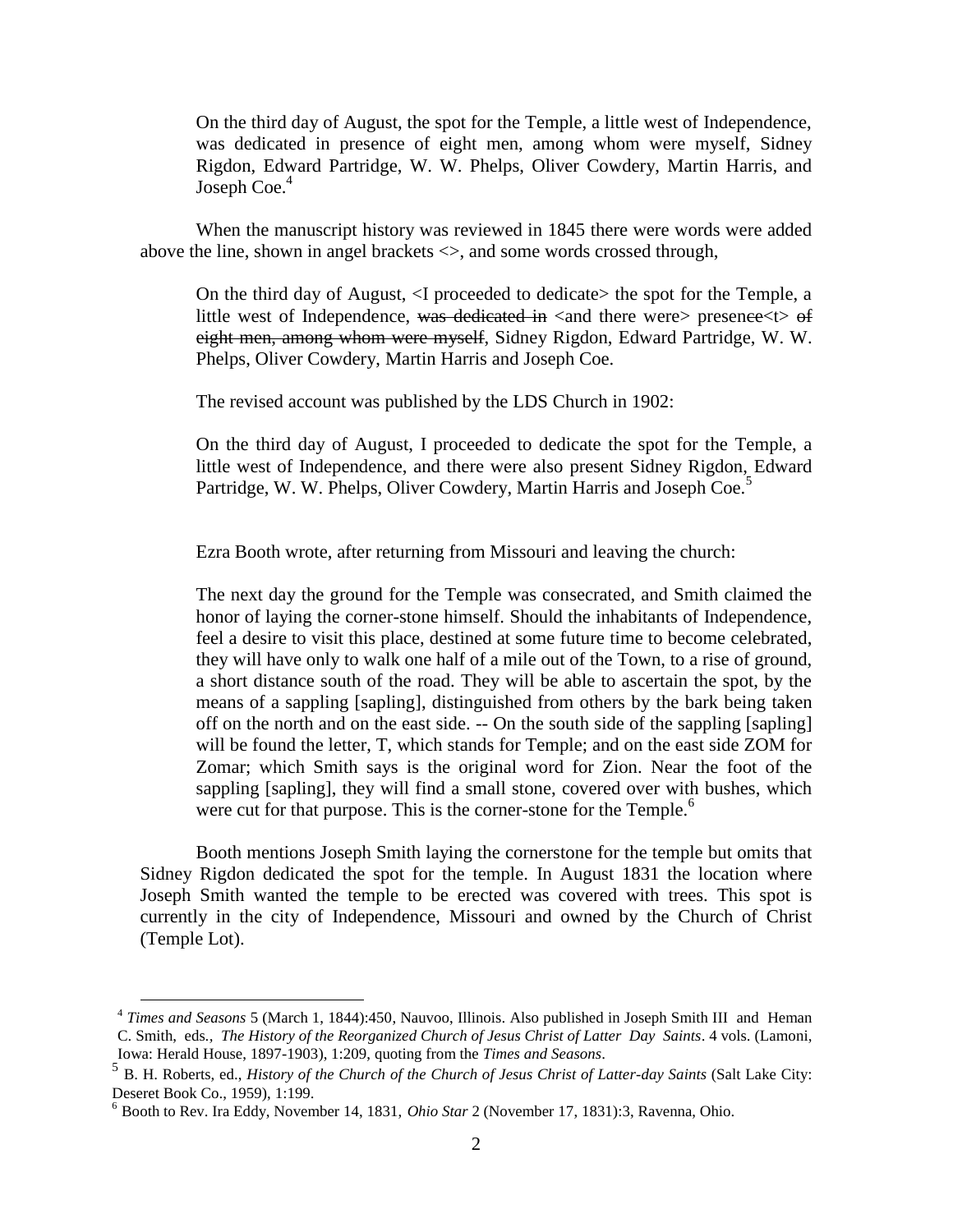> On the third day of August, the spot for the Temple, a little west of Independence, was dedicated in presence of eight men, among whom were myself, Sidney Rigdon, Edward Partridge, W. W. Phelps, Oliver Cowdery, Martin Harris, and Joseph Coe.[4]

When the manuscript history was reviewed in 1845 there were words were added above the line, shown in angel brackets <>, and some words crossed through,

> On the third day of August, <I proceeded to dedicate> the spot for the Temple, a little west of Independence, ~~was dedicated in~~ <and there were> presen~~ce~~<t> ~~of eight men, among whom were myself~~, Sidney Rigdon, Edward Partridge, W. W. Phelps, Oliver Cowdery, Martin Harris and Joseph Coe.

> The revised account was published by the LDS Church in 1902:

> On the third day of August, I proceeded to dedicate the spot for the Temple, a little west of Independence, and there were also present Sidney Rigdon, Edward Partridge, W. W. Phelps, Oliver Cowdery, Martin Harris and Joseph Coe.[5]

> Ezra Booth wrote, after returning from Missouri and leaving the church:

> The next day the ground for the Temple was consecrated, and Smith claimed the honor of laying the corner-stone himself. Should the inhabitants of Independence, feel a desire to visit this place, destined at some future time to become celebrated, they will have only to walk one half of a mile out of the Town, to a rise of ground, a short distance south of the road. They will be able to ascertain the spot, by the means of a sappling [sapling], distinguished from others by the bark being taken off on the north and on the east side. -- On the south side of the sappling [sapling] will be found the letter, T, which stands for Temple; and on the east side ZOM for Zomar; which Smith says is the original word for Zion. Near the foot of the sappling [sapling], they will find a small stone, covered over with bushes, which were cut for that purpose. This is the corner-stone for the Temple.[6]

Booth mentions Joseph Smith laying the cornerstone for the temple but omits that Sidney Rigdon dedicated the spot for the temple. In August 1831 the location where Joseph Smith wanted the temple to be erected was covered with trees. This spot is currently in the city of Independence, Missouri and owned by the Church of Christ (Temple Lot).

---

[4] *Times and Seasons* 5 (March 1, 1844):450, Nauvoo, Illinois. Also published in Joseph Smith III and Heman C. Smith, eds., *The History of the Reorganized Church of Jesus Christ of Latter Day Saints*. 4 vols. (Lamoni, Iowa: Herald House, 1897-1903), 1:209, quoting from the *Times and Seasons*.

[5] B. H. Roberts, ed., *History of the Church of the Church of Jesus Christ of Latter-day Saints* (Salt Lake City: Deseret Book Co., 1959), 1:199.

[6] Booth to Rev. Ira Eddy, November 14, 1831, *Ohio Star* 2 (November 17, 1831):3, Ravenna, Ohio.